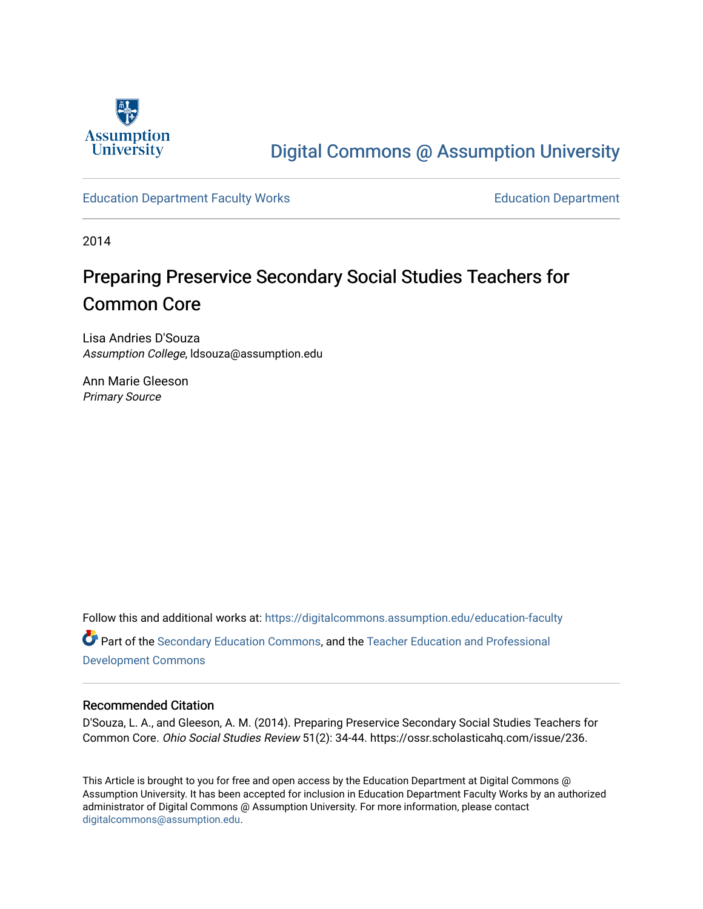Assumption University

# Digital Commons @ Assumption University

Education Department Faculty Works

Education Department

2014

## Preparing Preservice Secondary Social Studies Teachers for Common Core

Lisa Andries D'Souza
*Assumption College*, ldsouza@assumption.edu

Ann Marie Gleeson
*Primary Source*

Follow this and additional works at: https://digitalcommons.assumption.edu/education-faculty

Part of the Secondary Education Commons, and the Teacher Education and Professional Development Commons

### Recommended Citation

D'Souza, L. A., and Gleeson, A. M. (2014). Preparing Preservice Secondary Social Studies Teachers for Common Core. *Ohio Social Studies Review* 51(2): 34-44. https://ossr.scholasticahq.com/issue/236.

This Article is brought to you for free and open access by the Education Department at Digital Commons @ Assumption University. It has been accepted for inclusion in Education Department Faculty Works by an authorized administrator of Digital Commons @ Assumption University. For more information, please contact digitalcommons@assumption.edu.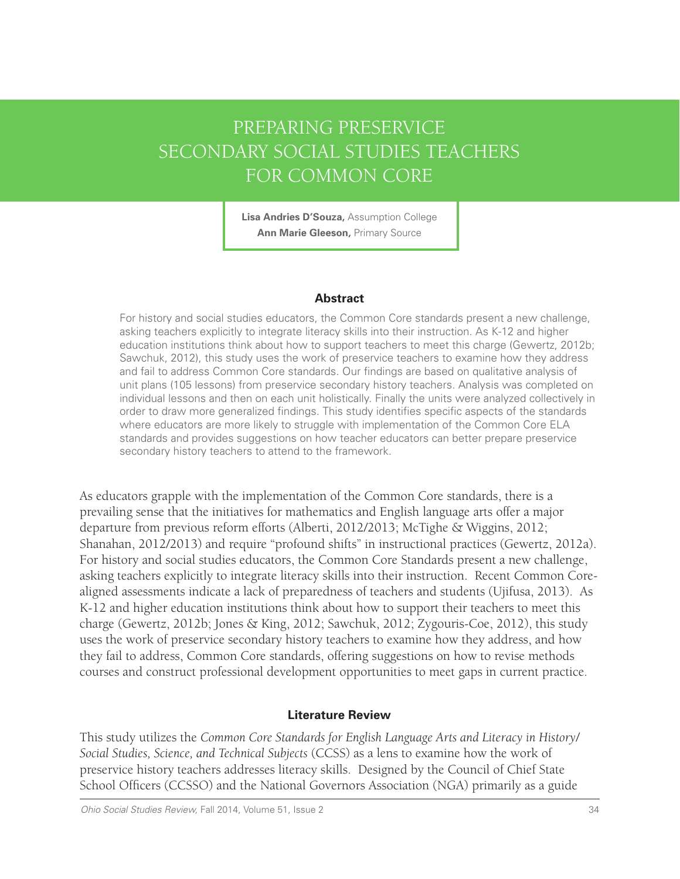# PREPARING PRESERVICE SECONDARY SOCIAL STUDIES TEACHERS FOR COMMON CORE

**Lisa Andries D'Souza,** Assumption College
**Ann Marie Gleeson,** Primary Source

### Abstract

For history and social studies educators, the Common Core standards present a new challenge, asking teachers explicitly to integrate literacy skills into their instruction. As K-12 and higher education institutions think about how to support teachers to meet this charge (Gewertz, 2012b; Sawchuk, 2012), this study uses the work of preservice teachers to examine how they address and fail to address Common Core standards. Our findings are based on qualitative analysis of unit plans (105 lessons) from preservice secondary history teachers. Analysis was completed on individual lessons and then on each unit holistically. Finally the units were analyzed collectively in order to draw more generalized findings. This study identifies specific aspects of the standards where educators are more likely to struggle with implementation of the Common Core ELA standards and provides suggestions on how teacher educators can better prepare preservice secondary history teachers to attend to the framework.

As educators grapple with the implementation of the Common Core standards, there is a prevailing sense that the initiatives for mathematics and English language arts offer a major departure from previous reform efforts (Alberti, 2012/2013; McTighe & Wiggins, 2012; Shanahan, 2012/2013) and require "profound shifts" in instructional practices (Gewertz, 2012a). For history and social studies educators, the Common Core Standards present a new challenge, asking teachers explicitly to integrate literacy skills into their instruction. Recent Common Core-aligned assessments indicate a lack of preparedness of teachers and students (Ujifusa, 2013). As K-12 and higher education institutions think about how to support their teachers to meet this charge (Gewertz, 2012b; Jones & King, 2012; Sawchuk, 2012; Zygouris-Coe, 2012), this study uses the work of preservice secondary history teachers to examine how they address, and how they fail to address, Common Core standards, offering suggestions on how to revise methods courses and construct professional development opportunities to meet gaps in current practice.

### Literature Review

This study utilizes the *Common Core Standards for English Language Arts and Literacy in History/Social Studies, Science, and Technical Subjects* (CCSS) as a lens to examine how the work of preservice history teachers addresses literacy skills. Designed by the Council of Chief State School Officers (CCSSO) and the National Governors Association (NGA) primarily as a guide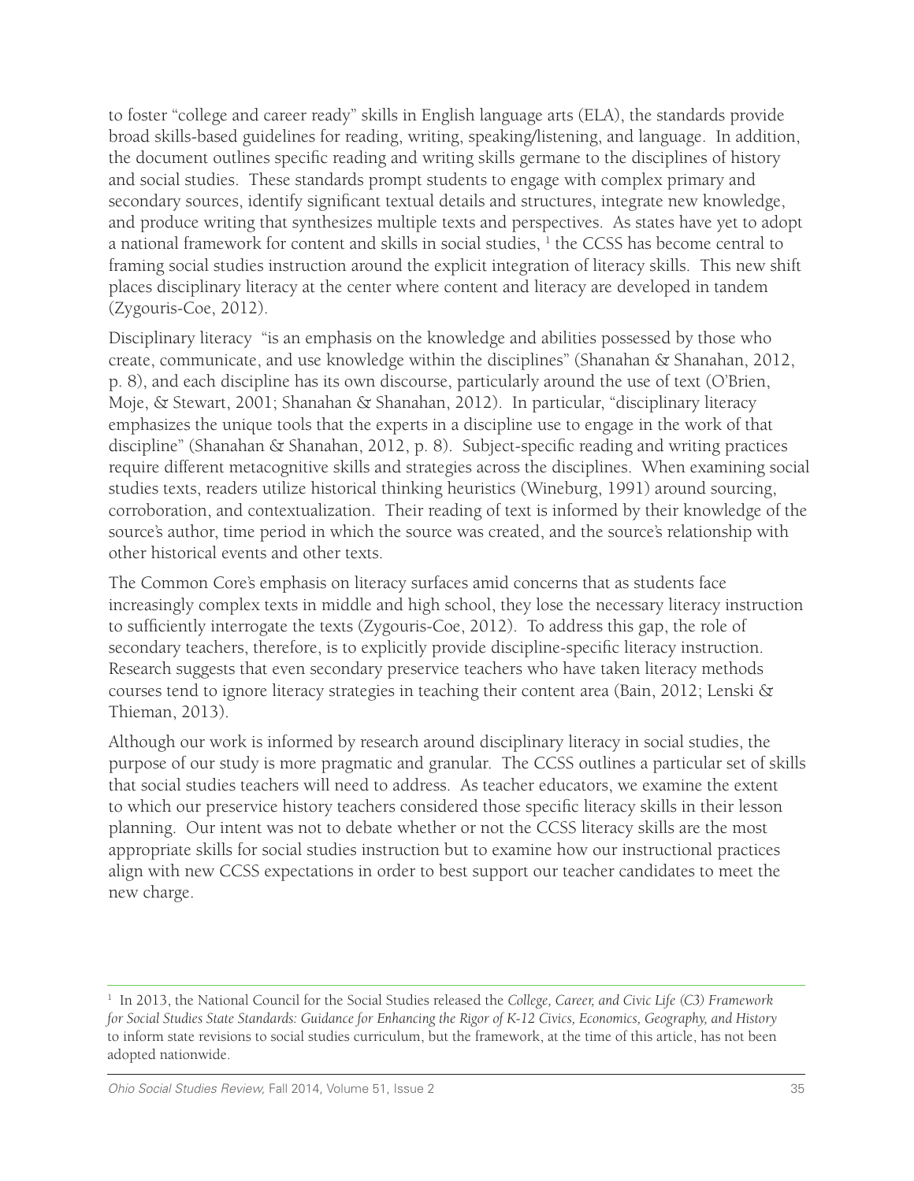to foster "college and career ready" skills in English language arts (ELA), the standards provide broad skills-based guidelines for reading, writing, speaking/listening, and language. In addition, the document outlines specific reading and writing skills germane to the disciplines of history and social studies. These standards prompt students to engage with complex primary and secondary sources, identify significant textual details and structures, integrate new knowledge, and produce writing that synthesizes multiple texts and perspectives. As states have yet to adopt a national framework for content and skills in social studies, [1] the CCSS has become central to framing social studies instruction around the explicit integration of literacy skills. This new shift places disciplinary literacy at the center where content and literacy are developed in tandem (Zygouris-Coe, 2012).

Disciplinary literacy "is an emphasis on the knowledge and abilities possessed by those who create, communicate, and use knowledge within the disciplines" (Shanahan & Shanahan, 2012, p. 8), and each discipline has its own discourse, particularly around the use of text (O'Brien, Moje, & Stewart, 2001; Shanahan & Shanahan, 2012). In particular, "disciplinary literacy emphasizes the unique tools that the experts in a discipline use to engage in the work of that discipline" (Shanahan & Shanahan, 2012, p. 8). Subject-specific reading and writing practices require different metacognitive skills and strategies across the disciplines. When examining social studies texts, readers utilize historical thinking heuristics (Wineburg, 1991) around sourcing, corroboration, and contextualization. Their reading of text is informed by their knowledge of the source's author, time period in which the source was created, and the source's relationship with other historical events and other texts.

The Common Core's emphasis on literacy surfaces amid concerns that as students face increasingly complex texts in middle and high school, they lose the necessary literacy instruction to sufficiently interrogate the texts (Zygouris-Coe, 2012). To address this gap, the role of secondary teachers, therefore, is to explicitly provide discipline-specific literacy instruction. Research suggests that even secondary preservice teachers who have taken literacy methods courses tend to ignore literacy strategies in teaching their content area (Bain, 2012; Lenski & Thieman, 2013).

Although our work is informed by research around disciplinary literacy in social studies, the purpose of our study is more pragmatic and granular. The CCSS outlines a particular set of skills that social studies teachers will need to address. As teacher educators, we examine the extent to which our preservice history teachers considered those specific literacy skills in their lesson planning. Our intent was not to debate whether or not the CCSS literacy skills are the most appropriate skills for social studies instruction but to examine how our instructional practices align with new CCSS expectations in order to best support our teacher candidates to meet the new charge.

[1] In 2013, the National Council for the Social Studies released the *College, Career, and Civic Life (C3) Framework for Social Studies State Standards: Guidance for Enhancing the Rigor of K-12 Civics, Economics, Geography, and History* to inform state revisions to social studies curriculum, but the framework, at the time of this article, has not been adopted nationwide.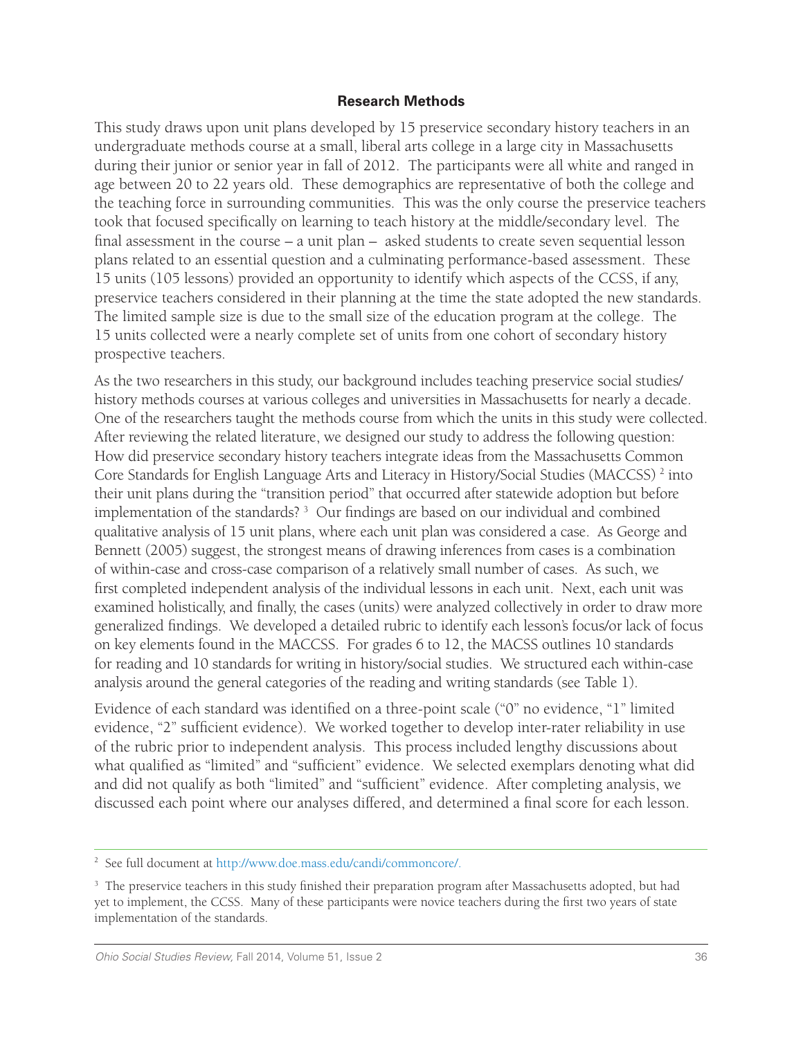## Research Methods

This study draws upon unit plans developed by 15 preservice secondary history teachers in an undergraduate methods course at a small, liberal arts college in a large city in Massachusetts during their junior or senior year in fall of 2012. The participants were all white and ranged in age between 20 to 22 years old. These demographics are representative of both the college and the teaching force in surrounding communities. This was the only course the preservice teachers took that focused specifically on learning to teach history at the middle/secondary level. The final assessment in the course – a unit plan – asked students to create seven sequential lesson plans related to an essential question and a culminating performance-based assessment. These 15 units (105 lessons) provided an opportunity to identify which aspects of the CCSS, if any, preservice teachers considered in their planning at the time the state adopted the new standards. The limited sample size is due to the small size of the education program at the college. The 15 units collected were a nearly complete set of units from one cohort of secondary history prospective teachers.

As the two researchers in this study, our background includes teaching preservice social studies/history methods courses at various colleges and universities in Massachusetts for nearly a decade. One of the researchers taught the methods course from which the units in this study were collected. After reviewing the related literature, we designed our study to address the following question: How did preservice secondary history teachers integrate ideas from the Massachusetts Common Core Standards for English Language Arts and Literacy in History/Social Studies (MACCSS) [2] into their unit plans during the "transition period" that occurred after statewide adoption but before implementation of the standards? [3] Our findings are based on our individual and combined qualitative analysis of 15 unit plans, where each unit plan was considered a case. As George and Bennett (2005) suggest, the strongest means of drawing inferences from cases is a combination of within-case and cross-case comparison of a relatively small number of cases. As such, we first completed independent analysis of the individual lessons in each unit. Next, each unit was examined holistically, and finally, the cases (units) were analyzed collectively in order to draw more generalized findings. We developed a detailed rubric to identify each lesson's focus/or lack of focus on key elements found in the MACCSS. For grades 6 to 12, the MACSS outlines 10 standards for reading and 10 standards for writing in history/social studies. We structured each within-case analysis around the general categories of the reading and writing standards (see Table 1).

Evidence of each standard was identified on a three-point scale ("0" no evidence, "1" limited evidence, "2" sufficient evidence). We worked together to develop inter-rater reliability in use of the rubric prior to independent analysis. This process included lengthy discussions about what qualified as "limited" and "sufficient" evidence. We selected exemplars denoting what did and did not qualify as both "limited" and "sufficient" evidence. After completing analysis, we discussed each point where our analyses differed, and determined a final score for each lesson.

---

[2] See full document at http://www.doe.mass.edu/candi/commoncore/.

[3] The preservice teachers in this study finished their preparation program after Massachusetts adopted, but had yet to implement, the CCSS. Many of these participants were novice teachers during the first two years of state implementation of the standards.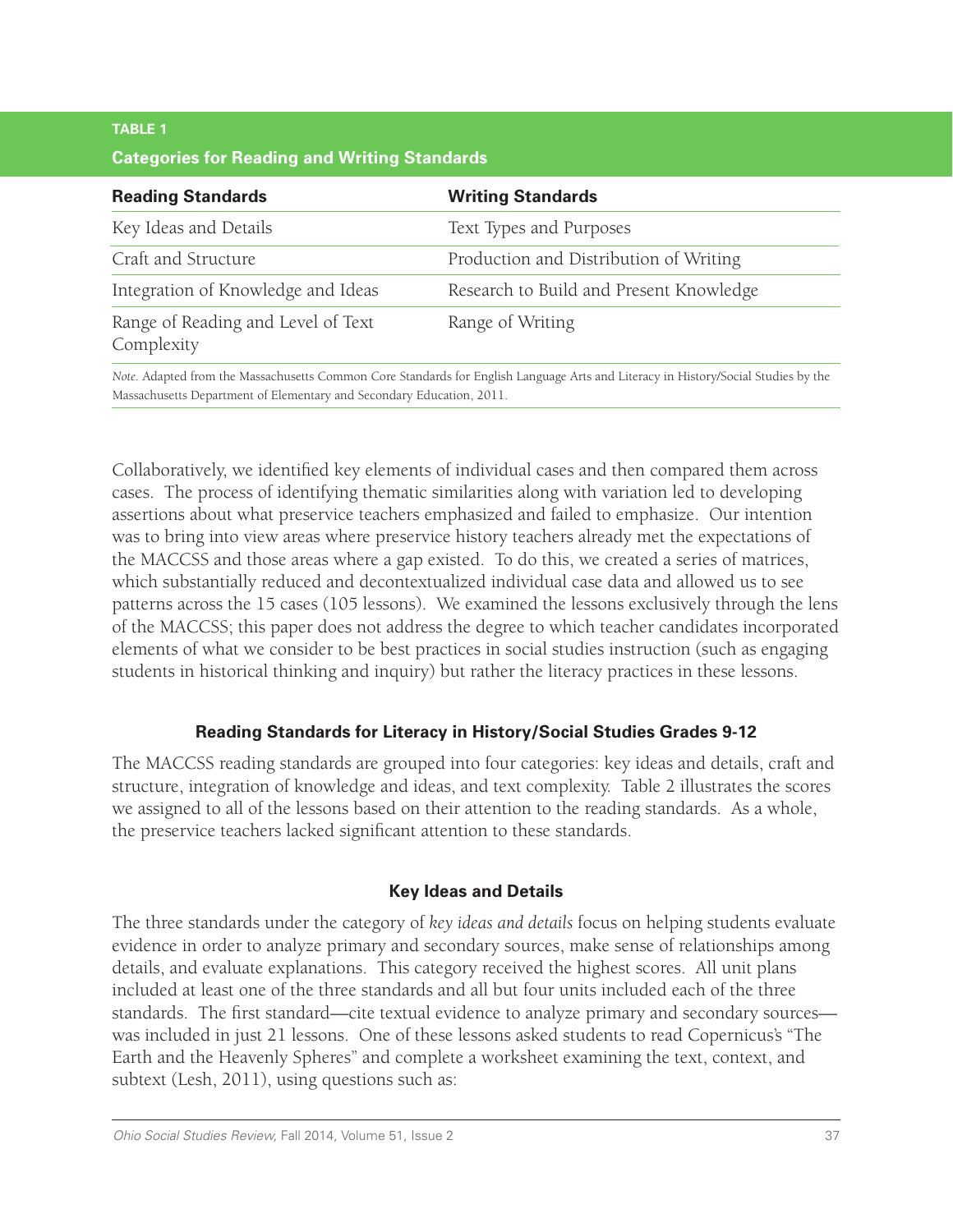**TABLE 1**

**Categories for Reading and Writing Standards**

| Reading Standards | Writing Standards |
|---|---|
| Key Ideas and Details | Text Types and Purposes |
| Craft and Structure | Production and Distribution of Writing |
| Integration of Knowledge and Ideas | Research to Build and Present Knowledge |
| Range of Reading and Level of Text Complexity | Range of Writing |

*Note.* Adapted from the Massachusetts Common Core Standards for English Language Arts and Literacy in History/Social Studies by the Massachusetts Department of Elementary and Secondary Education, 2011.

Collaboratively, we identified key elements of individual cases and then compared them across cases. The process of identifying thematic similarities along with variation led to developing assertions about what preservice teachers emphasized and failed to emphasize. Our intention was to bring into view areas where preservice history teachers already met the expectations of the MACCSS and those areas where a gap existed. To do this, we created a series of matrices, which substantially reduced and decontextualized individual case data and allowed us to see patterns across the 15 cases (105 lessons). We examined the lessons exclusively through the lens of the MACCSS; this paper does not address the degree to which teacher candidates incorporated elements of what we consider to be best practices in social studies instruction (such as engaging students in historical thinking and inquiry) but rather the literacy practices in these lessons.

### Reading Standards for Literacy in History/Social Studies Grades 9-12

The MACCSS reading standards are grouped into four categories: key ideas and details, craft and structure, integration of knowledge and ideas, and text complexity. Table 2 illustrates the scores we assigned to all of the lessons based on their attention to the reading standards. As a whole, the preservice teachers lacked significant attention to these standards.

### Key Ideas and Details

The three standards under the category of *key ideas and details* focus on helping students evaluate evidence in order to analyze primary and secondary sources, make sense of relationships among details, and evaluate explanations. This category received the highest scores. All unit plans included at least one of the three standards and all but four units included each of the three standards. The first standard—cite textual evidence to analyze primary and secondary sources—was included in just 21 lessons. One of these lessons asked students to read Copernicus's "The Earth and the Heavenly Spheres" and complete a worksheet examining the text, context, and subtext (Lesh, 2011), using questions such as: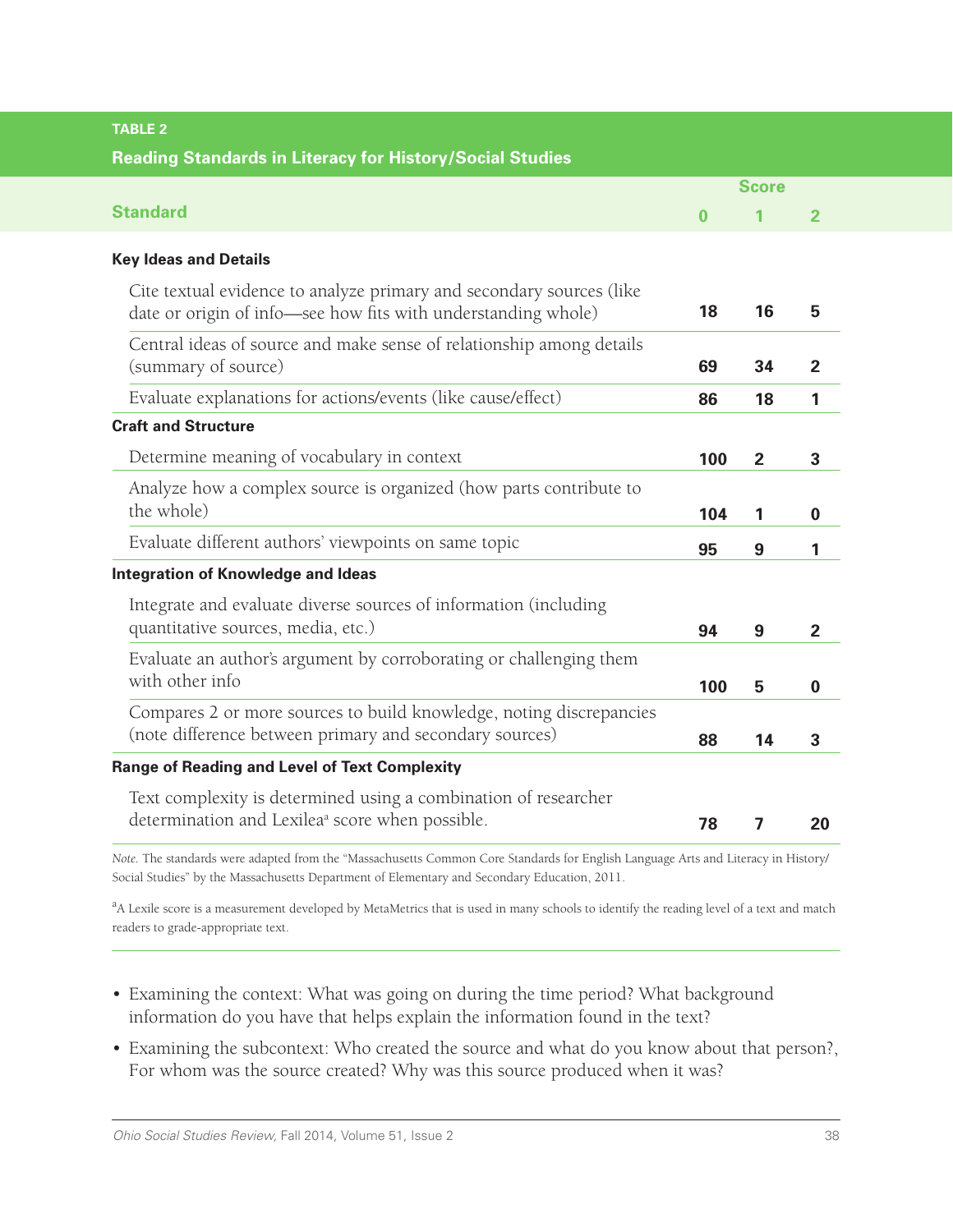**TABLE 2**

**Reading Standards in Literacy for History/Social Studies**

| Standard | Score 0 | Score 1 | Score 2 |
|---|---|---|---|
| **Key Ideas and Details** | | | |
| Cite textual evidence to analyze primary and secondary sources (like date or origin of info—see how fits with understanding whole) | 18 | 16 | 5 |
| Central ideas of source and make sense of relationship among details (summary of source) | 69 | 34 | 2 |
| Evaluate explanations for actions/events (like cause/effect) | 86 | 18 | 1 |
| **Craft and Structure** | | | |
| Determine meaning of vocabulary in context | 100 | 2 | 3 |
| Analyze how a complex source is organized (how parts contribute to the whole) | 104 | 1 | 0 |
| Evaluate different authors' viewpoints on same topic | 95 | 9 | 1 |
| **Integration of Knowledge and Ideas** | | | |
| Integrate and evaluate diverse sources of information (including quantitative sources, media, etc.) | 94 | 9 | 2 |
| Evaluate an author's argument by corroborating or challenging them with other info | 100 | 5 | 0 |
| Compares 2 or more sources to build knowledge, noting discrepancies (note difference between primary and secondary sources) | 88 | 14 | 3 |
| **Range of Reading and Level of Text Complexity** | | | |
| Text complexity is determined using a combination of researcher determination and Lexilea[a] score when possible. | 78 | 7 | 20 |

*Note.* The standards were adapted from the "Massachusetts Common Core Standards for English Language Arts and Literacy in History/Social Studies" by the Massachusetts Department of Elementary and Secondary Education, 2011.

[a]A Lexile score is a measurement developed by MetaMetrics that is used in many schools to identify the reading level of a text and match readers to grade-appropriate text.

- Examining the context: What was going on during the time period? What background information do you have that helps explain the information found in the text?
- Examining the subcontext: Who created the source and what do you know about that person?, For whom was the source created? Why was this source produced when it was?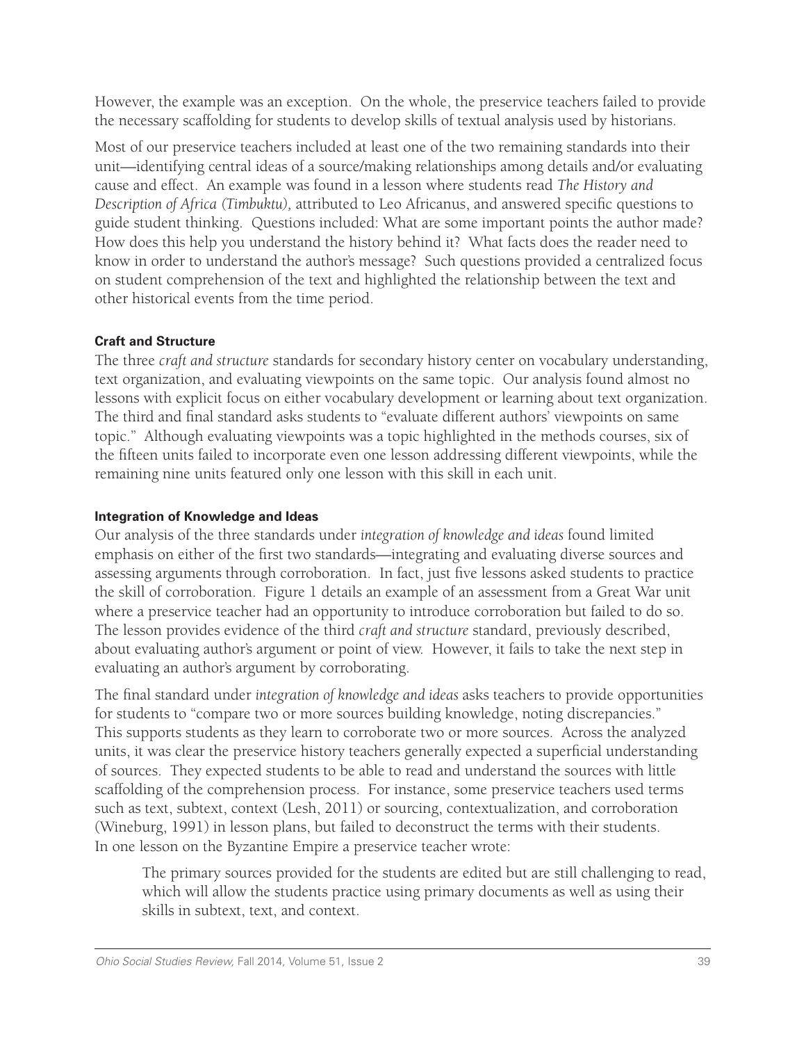However, the example was an exception. On the whole, the preservice teachers failed to provide the necessary scaffolding for students to develop skills of textual analysis used by historians.

Most of our preservice teachers included at least one of the two remaining standards into their unit—identifying central ideas of a source/making relationships among details and/or evaluating cause and effect. An example was found in a lesson where students read *The History and Description of Africa (Timbuktu),* attributed to Leo Africanus, and answered specific questions to guide student thinking. Questions included: What are some important points the author made? How does this help you understand the history behind it? What facts does the reader need to know in order to understand the author's message? Such questions provided a centralized focus on student comprehension of the text and highlighted the relationship between the text and other historical events from the time period.

#### Craft and Structure

The three *craft and structure* standards for secondary history center on vocabulary understanding, text organization, and evaluating viewpoints on the same topic. Our analysis found almost no lessons with explicit focus on either vocabulary development or learning about text organization. The third and final standard asks students to "evaluate different authors' viewpoints on same topic." Although evaluating viewpoints was a topic highlighted in the methods courses, six of the fifteen units failed to incorporate even one lesson addressing different viewpoints, while the remaining nine units featured only one lesson with this skill in each unit.

#### Integration of Knowledge and Ideas

Our analysis of the three standards under *integration of knowledge and ideas* found limited emphasis on either of the first two standards—integrating and evaluating diverse sources and assessing arguments through corroboration. In fact, just five lessons asked students to practice the skill of corroboration. Figure 1 details an example of an assessment from a Great War unit where a preservice teacher had an opportunity to introduce corroboration but failed to do so. The lesson provides evidence of the third *craft and structure* standard, previously described, about evaluating author's argument or point of view. However, it fails to take the next step in evaluating an author's argument by corroborating.

The final standard under *integration of knowledge and ideas* asks teachers to provide opportunities for students to "compare two or more sources building knowledge, noting discrepancies." This supports students as they learn to corroborate two or more sources. Across the analyzed units, it was clear the preservice history teachers generally expected a superficial understanding of sources. They expected students to be able to read and understand the sources with little scaffolding of the comprehension process. For instance, some preservice teachers used terms such as text, subtext, context (Lesh, 2011) or sourcing, contextualization, and corroboration (Wineburg, 1991) in lesson plans, but failed to deconstruct the terms with their students. In one lesson on the Byzantine Empire a preservice teacher wrote:

> The primary sources provided for the students are edited but are still challenging to read, which will allow the students practice using primary documents as well as using their skills in subtext, text, and context.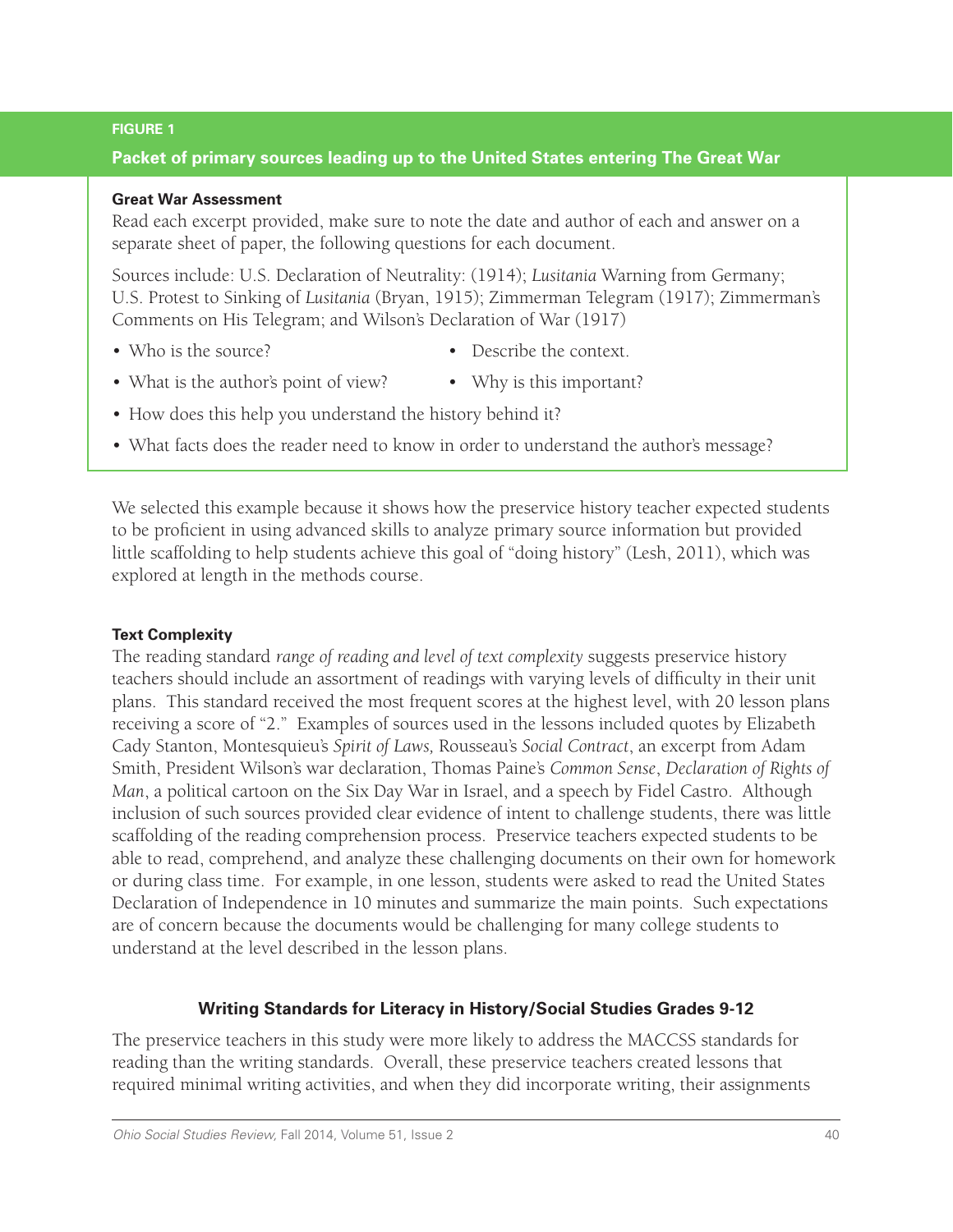**FIGURE 1**

**Packet of primary sources leading up to the United States entering The Great War**

**Great War Assessment**

Read each excerpt provided, make sure to note the date and author of each and answer on a separate sheet of paper, the following questions for each document.

Sources include: U.S. Declaration of Neutrality: (1914); *Lusitania* Warning from Germany; U.S. Protest to Sinking of *Lusitania* (Bryan, 1915); Zimmerman Telegram (1917); Zimmerman's Comments on His Telegram; and Wilson's Declaration of War (1917)

- Who is the source?
- Describe the context.
- What is the author's point of view?
- Why is this important?
- How does this help you understand the history behind it?
- What facts does the reader need to know in order to understand the author's message?

We selected this example because it shows how the preservice history teacher expected students to be proficient in using advanced skills to analyze primary source information but provided little scaffolding to help students achieve this goal of "doing history" (Lesh, 2011), which was explored at length in the methods course.

### Text Complexity

The reading standard *range of reading and level of text complexity* suggests preservice history teachers should include an assortment of readings with varying levels of difficulty in their unit plans. This standard received the most frequent scores at the highest level, with 20 lesson plans receiving a score of "2." Examples of sources used in the lessons included quotes by Elizabeth Cady Stanton, Montesquieu's *Spirit of Laws,* Rousseau's *Social Contract*, an excerpt from Adam Smith, President Wilson's war declaration, Thomas Paine's *Common Sense*, *Declaration of Rights of Man*, a political cartoon on the Six Day War in Israel, and a speech by Fidel Castro. Although inclusion of such sources provided clear evidence of intent to challenge students, there was little scaffolding of the reading comprehension process. Preservice teachers expected students to be able to read, comprehend, and analyze these challenging documents on their own for homework or during class time. For example, in one lesson, students were asked to read the United States Declaration of Independence in 10 minutes and summarize the main points. Such expectations are of concern because the documents would be challenging for many college students to understand at the level described in the lesson plans.

## Writing Standards for Literacy in History/Social Studies Grades 9-12

The preservice teachers in this study were more likely to address the MACCSS standards for reading than the writing standards. Overall, these preservice teachers created lessons that required minimal writing activities, and when they did incorporate writing, their assignments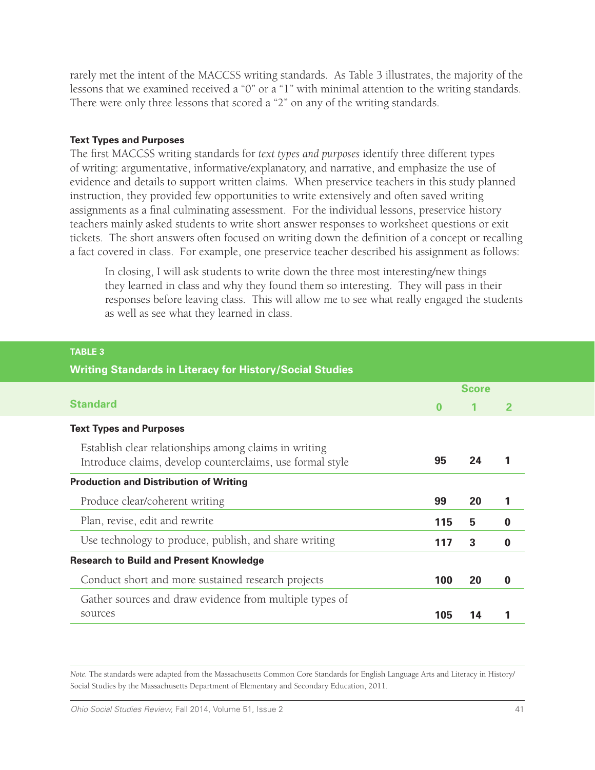rarely met the intent of the MACCSS writing standards. As Table 3 illustrates, the majority of the lessons that we examined received a "0" or a "1" with minimal attention to the writing standards. There were only three lessons that scored a "2" on any of the writing standards.

**Text Types and Purposes**

The first MACCSS writing standards for *text types and purposes* identify three different types of writing: argumentative, informative/explanatory, and narrative, and emphasize the use of evidence and details to support written claims. When preservice teachers in this study planned instruction, they provided few opportunities to write extensively and often saved writing assignments as a final culminating assessment. For the individual lessons, preservice history teachers mainly asked students to write short answer responses to worksheet questions or exit tickets. The short answers often focused on writing down the definition of a concept or recalling a fact covered in class. For example, one preservice teacher described his assignment as follows:

> In closing, I will ask students to write down the three most interesting/new things they learned in class and why they found them so interesting. They will pass in their responses before leaving class. This will allow me to see what really engaged the students as well as see what they learned in class.

**TABLE 3**

**Writing Standards in Literacy for History/Social Studies**

| Standard | Score | | |
|---|---|---|---|
| | 0 | 1 | 2 |
| **Text Types and Purposes** | | | |
| Establish clear relationships among claims in writing<br>Introduce claims, develop counterclaims, use formal style | 95 | 24 | 1 |
| **Production and Distribution of Writing** | | | |
| Produce clear/coherent writing | 99 | 20 | 1 |
| Plan, revise, edit and rewrite | 115 | 5 | 0 |
| Use technology to produce, publish, and share writing | 117 | 3 | 0 |
| **Research to Build and Present Knowledge** | | | |
| Conduct short and more sustained research projects | 100 | 20 | 0 |
| Gather sources and draw evidence from multiple types of sources | 105 | 14 | 1 |

*Note.* The standards were adapted from the Massachusetts Common Core Standards for English Language Arts and Literacy in History/Social Studies by the Massachusetts Department of Elementary and Secondary Education, 2011.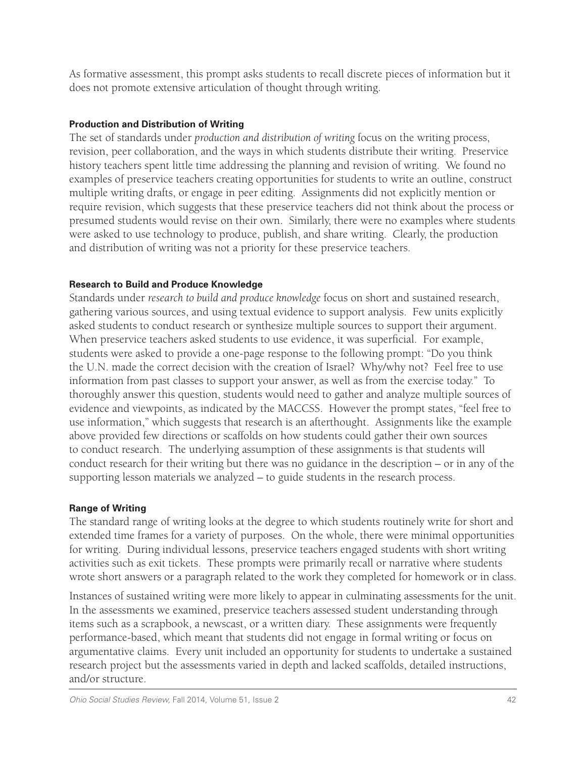As formative assessment, this prompt asks students to recall discrete pieces of information but it does not promote extensive articulation of thought through writing.

#### Production and Distribution of Writing

The set of standards under *production and distribution of writing* focus on the writing process, revision, peer collaboration, and the ways in which students distribute their writing. Preservice history teachers spent little time addressing the planning and revision of writing. We found no examples of preservice teachers creating opportunities for students to write an outline, construct multiple writing drafts, or engage in peer editing. Assignments did not explicitly mention or require revision, which suggests that these preservice teachers did not think about the process or presumed students would revise on their own. Similarly, there were no examples where students were asked to use technology to produce, publish, and share writing. Clearly, the production and distribution of writing was not a priority for these preservice teachers.

#### Research to Build and Produce Knowledge

Standards under *research to build and produce knowledge* focus on short and sustained research, gathering various sources, and using textual evidence to support analysis. Few units explicitly asked students to conduct research or synthesize multiple sources to support their argument. When preservice teachers asked students to use evidence, it was superficial. For example, students were asked to provide a one-page response to the following prompt: "Do you think the U.N. made the correct decision with the creation of Israel? Why/why not? Feel free to use information from past classes to support your answer, as well as from the exercise today." To thoroughly answer this question, students would need to gather and analyze multiple sources of evidence and viewpoints, as indicated by the MACCSS. However the prompt states, "feel free to use information," which suggests that research is an afterthought. Assignments like the example above provided few directions or scaffolds on how students could gather their own sources to conduct research. The underlying assumption of these assignments is that students will conduct research for their writing but there was no guidance in the description – or in any of the supporting lesson materials we analyzed – to guide students in the research process.

#### Range of Writing

The standard range of writing looks at the degree to which students routinely write for short and extended time frames for a variety of purposes. On the whole, there were minimal opportunities for writing. During individual lessons, preservice teachers engaged students with short writing activities such as exit tickets. These prompts were primarily recall or narrative where students wrote short answers or a paragraph related to the work they completed for homework or in class.

Instances of sustained writing were more likely to appear in culminating assessments for the unit. In the assessments we examined, preservice teachers assessed student understanding through items such as a scrapbook, a newscast, or a written diary. These assignments were frequently performance-based, which meant that students did not engage in formal writing or focus on argumentative claims. Every unit included an opportunity for students to undertake a sustained research project but the assessments varied in depth and lacked scaffolds, detailed instructions, and/or structure.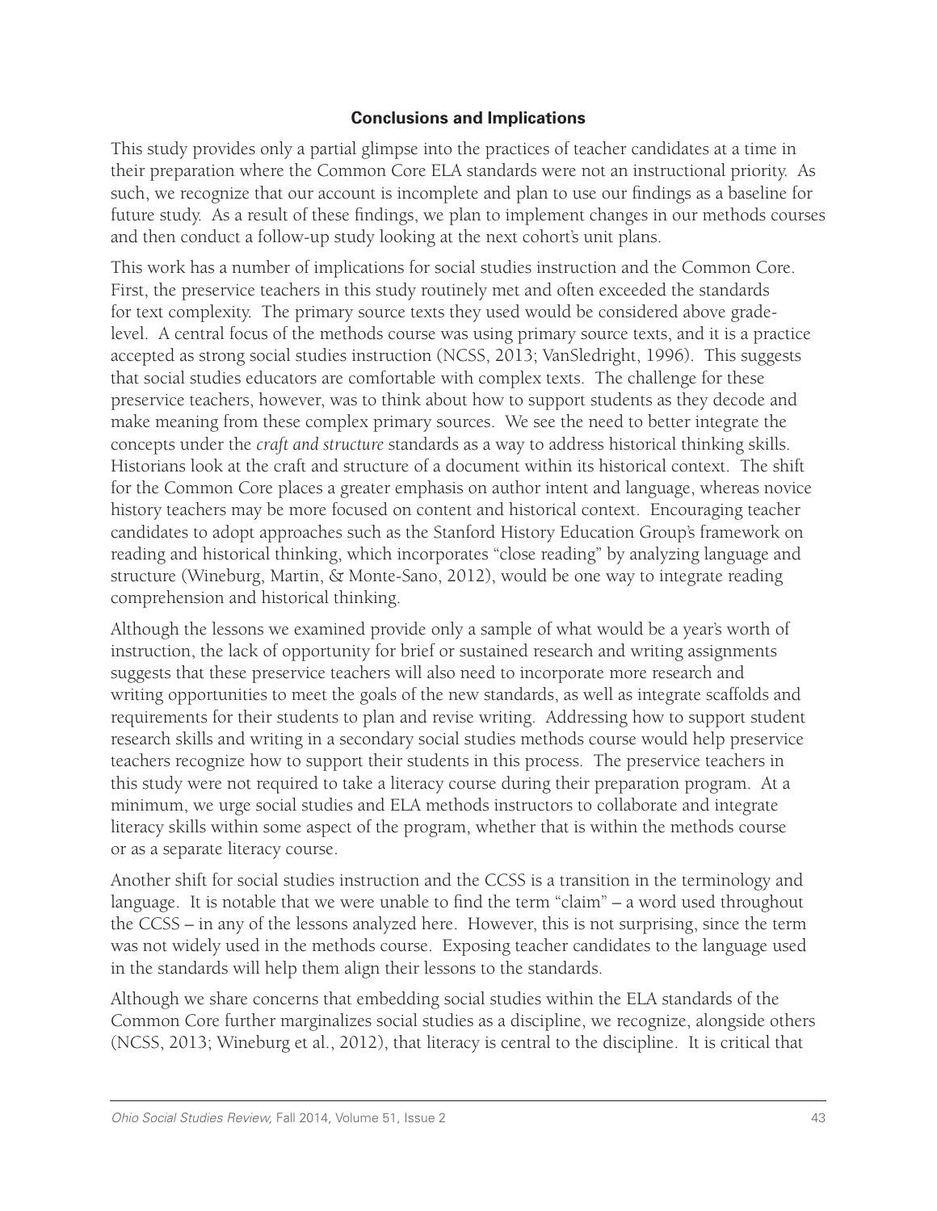## Conclusions and Implications

This study provides only a partial glimpse into the practices of teacher candidates at a time in their preparation where the Common Core ELA standards were not an instructional priority. As such, we recognize that our account is incomplete and plan to use our findings as a baseline for future study. As a result of these findings, we plan to implement changes in our methods courses and then conduct a follow-up study looking at the next cohort's unit plans.

This work has a number of implications for social studies instruction and the Common Core. First, the preservice teachers in this study routinely met and often exceeded the standards for text complexity. The primary source texts they used would be considered above grade-level. A central focus of the methods course was using primary source texts, and it is a practice accepted as strong social studies instruction (NCSS, 2013; VanSledright, 1996). This suggests that social studies educators are comfortable with complex texts. The challenge for these preservice teachers, however, was to think about how to support students as they decode and make meaning from these complex primary sources. We see the need to better integrate the concepts under the *craft and structure* standards as a way to address historical thinking skills. Historians look at the craft and structure of a document within its historical context. The shift for the Common Core places a greater emphasis on author intent and language, whereas novice history teachers may be more focused on content and historical context. Encouraging teacher candidates to adopt approaches such as the Stanford History Education Group's framework on reading and historical thinking, which incorporates "close reading" by analyzing language and structure (Wineburg, Martin, & Monte-Sano, 2012), would be one way to integrate reading comprehension and historical thinking.

Although the lessons we examined provide only a sample of what would be a year's worth of instruction, the lack of opportunity for brief or sustained research and writing assignments suggests that these preservice teachers will also need to incorporate more research and writing opportunities to meet the goals of the new standards, as well as integrate scaffolds and requirements for their students to plan and revise writing. Addressing how to support student research skills and writing in a secondary social studies methods course would help preservice teachers recognize how to support their students in this process. The preservice teachers in this study were not required to take a literacy course during their preparation program. At a minimum, we urge social studies and ELA methods instructors to collaborate and integrate literacy skills within some aspect of the program, whether that is within the methods course or as a separate literacy course.

Another shift for social studies instruction and the CCSS is a transition in the terminology and language. It is notable that we were unable to find the term "claim" – a word used throughout the CCSS – in any of the lessons analyzed here. However, this is not surprising, since the term was not widely used in the methods course. Exposing teacher candidates to the language used in the standards will help them align their lessons to the standards.

Although we share concerns that embedding social studies within the ELA standards of the Common Core further marginalizes social studies as a discipline, we recognize, alongside others (NCSS, 2013; Wineburg et al., 2012), that literacy is central to the discipline. It is critical that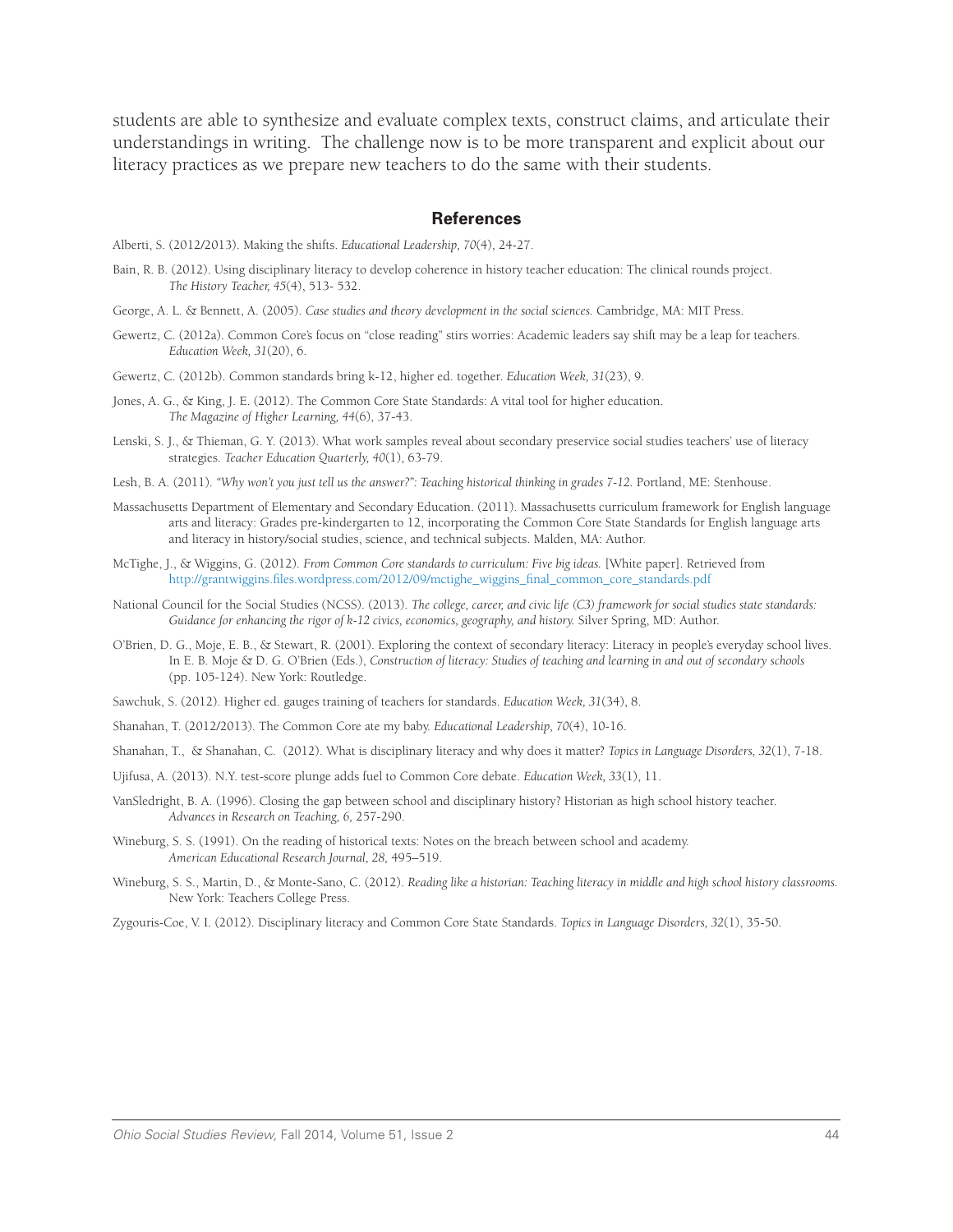students are able to synthesize and evaluate complex texts, construct claims, and articulate their understandings in writing. The challenge now is to be more transparent and explicit about our literacy practices as we prepare new teachers to do the same with their students.

## References

Alberti, S. (2012/2013). Making the shifts. *Educational Leadership, 70*(4), 24-27.

Bain, R. B. (2012). Using disciplinary literacy to develop coherence in history teacher education: The clinical rounds project. *The History Teacher, 45*(4), 513- 532.

George, A. L. & Bennett, A. (2005). *Case studies and theory development in the social sciences.* Cambridge, MA: MIT Press.

Gewertz, C. (2012a). Common Core's focus on "close reading" stirs worries: Academic leaders say shift may be a leap for teachers. *Education Week, 31*(20), 6.

Gewertz, C. (2012b). Common standards bring k-12, higher ed. together. *Education Week, 31*(23), 9.

Jones, A. G., & King, J. E. (2012). The Common Core State Standards: A vital tool for higher education. *The Magazine of Higher Learning, 44*(6), 37-43.

Lenski, S. J., & Thieman, G. Y. (2013). What work samples reveal about secondary preservice social studies teachers' use of literacy strategies. *Teacher Education Quarterly, 40*(1), 63-79.

Lesh, B. A. (2011). *"Why won't you just tell us the answer?": Teaching historical thinking in grades 7-12.* Portland, ME: Stenhouse.

Massachusetts Department of Elementary and Secondary Education. (2011). Massachusetts curriculum framework for English language arts and literacy: Grades pre-kindergarten to 12, incorporating the Common Core State Standards for English language arts and literacy in history/social studies, science, and technical subjects. Malden, MA: Author.

McTighe, J., & Wiggins, G. (2012). *From Common Core standards to curriculum: Five big ideas.* [White paper]. Retrieved from http://grantwiggins.files.wordpress.com/2012/09/mctighe_wiggins_final_common_core_standards.pdf

National Council for the Social Studies (NCSS). (2013). *The college, career, and civic life (C3) framework for social studies state standards: Guidance for enhancing the rigor of k-12 civics, economics, geography, and history.* Silver Spring, MD: Author.

O'Brien, D. G., Moje, E. B., & Stewart, R. (2001). Exploring the context of secondary literacy: Literacy in people's everyday school lives. In E. B. Moje & D. G. O'Brien (Eds.), *Construction of literacy: Studies of teaching and learning in and out of secondary schools* (pp. 105-124). New York: Routledge.

Sawchuk, S. (2012). Higher ed. gauges training of teachers for standards. *Education Week, 31*(34), 8.

Shanahan, T. (2012/2013). The Common Core ate my baby. *Educational Leadership, 70*(4), 10-16.

Shanahan, T., & Shanahan, C. (2012). What is disciplinary literacy and why does it matter? *Topics in Language Disorders, 32*(1), 7-18.

Ujifusa, A. (2013). N.Y. test-score plunge adds fuel to Common Core debate. *Education Week, 33*(1), 11.

VanSledright, B. A. (1996). Closing the gap between school and disciplinary history? Historian as high school history teacher. *Advances in Research on Teaching, 6,* 257-290.

Wineburg, S. S. (1991). On the reading of historical texts: Notes on the breach between school and academy. *American Educational Research Journal, 28,* 495–519.

Wineburg, S. S., Martin, D., & Monte-Sano, C. (2012). *Reading like a historian: Teaching literacy in middle and high school history classrooms.* New York: Teachers College Press.

Zygouris-Coe, V. I. (2012). Disciplinary literacy and Common Core State Standards. *Topics in Language Disorders, 32*(1), 35-50.